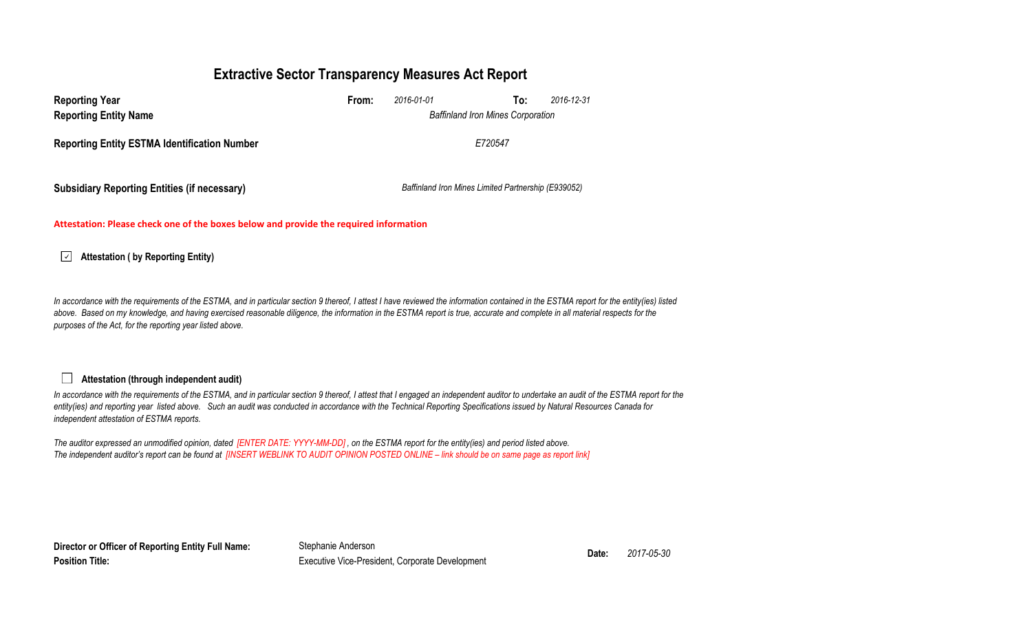# Extractive Sector Transparency Measures Act Report

| | | | | |
|---|---|---|---|---|
| **Reporting Year** | **From:** | *2016-01-01* | **To:** | *2016-12-31* |
| **Reporting Entity Name** | | *Baffinland Iron Mines Corporation* | | |
| **Reporting Entity ESTMA Identification Number** | | *E720547* | | |
| **Subsidiary Reporting Entities (if necessary)** | | *Baffinland Iron Mines Limited Partnership (E939052)* | | |

**Attestation: Please check one of the boxes below and provide the required information**

☑ **Attestation ( by Reporting Entity)**

*In accordance with the requirements of the ESTMA, and in particular section 9 thereof, I attest I have reviewed the information contained in the ESTMA report for the entity(ies) listed above. Based on my knowledge, and having exercised reasonable diligence, the information in the ESTMA report is true, accurate and complete in all material respects for the purposes of the Act, for the reporting year listed above.*

☐ **Attestation (through independent audit)**

*In accordance with the requirements of the ESTMA, and in particular section 9 thereof, I attest that I engaged an independent auditor to undertake an audit of the ESTMA report for the entity(ies) and reporting year listed above. Such an audit was conducted in accordance with the Technical Reporting Specifications issued by Natural Resources Canada for independent attestation of ESTMA reports.*

*The auditor expressed an unmodified opinion, dated [ENTER DATE: YYYY-MM-DD] , on the ESTMA report for the entity(ies) and period listed above.*
*The independent auditor's report can be found at [INSERT WEBLINK TO AUDIT OPINION POSTED ONLINE – link should be on same page as report link]*

| | | | |
|---|---|---|---|
| **Director or Officer of Reporting Entity Full Name:** | Stephanie Anderson | **Date:** | *2017-05-30* |
| **Position Title:** | Executive Vice-President, Corporate Development | | |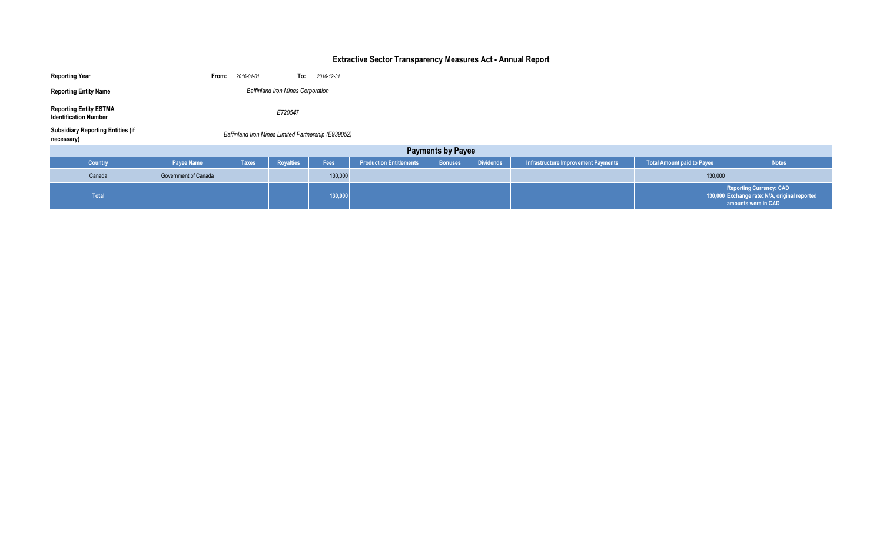# Extractive Sector Transparency Measures Act - Annual Report

**Reporting Year** **From:** *2016-01-01* **To:** *2016-12-31*

**Reporting Entity Name** *Baffinland Iron Mines Corporation*

**Reporting Entity ESTMA Identification Number** *E720547*

**Subsidiary Reporting Entities (if necessary)** *Baffinland Iron Mines Limited Partnership (E939052)*

## Payments by Payee

| Country | Payee Name | Taxes | Royalties | Fees | Production Entitlements | Bonuses | Dividends | Infrastructure Improvement Payments | Total Amount paid to Payee | Notes |
|---|---|---|---|---|---|---|---|---|---|---|
| Canada | Government of Canada | | | 130,000 | | | | | 130,000 | |
| **Total** | | | | **130,000** | | | | | **130,000** | **Reporting Currency: CAD Exchange rate: N/A, original reported amounts were in CAD** |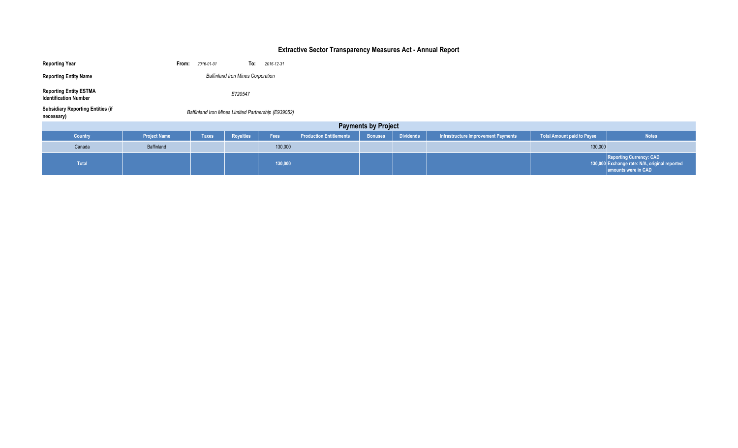# Extractive Sector Transparency Measures Act - Annual Report

**Reporting Year** **From:** *2016-01-01* **To:** *2016-12-31*

**Reporting Entity Name** *Baffinland Iron Mines Corporation*

**Reporting Entity ESTMA Identification Number** *E720547*

**Subsidiary Reporting Entities (if necessary)** *Baffinland Iron Mines Limited Partnership (E939052)*

## Payments by Project

| Country | Project Name | Taxes | Royalties | Fees | Production Entitlements | Bonuses | Dividends | Infrastructure Improvement Payments | Total Amount paid to Payee | Notes |
|---|---|---|---|---|---|---|---|---|---|---|
| Canada | Baffinland | | | 130,000 | | | | | 130,000 | |
| **Total** | | | | **130,000** | | | | | **130,000** | **Reporting Currency: CAD Exchange rate: N/A, original reported amounts were in CAD** |